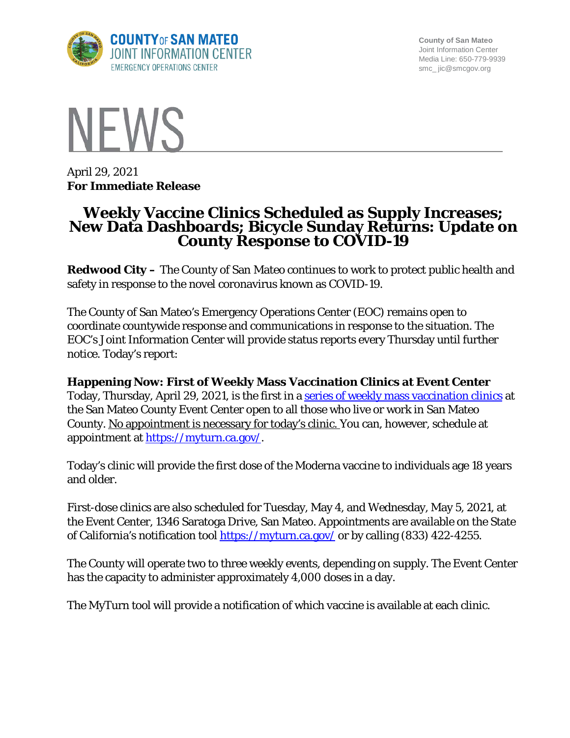COUNTY OF SAN MATEO
JOINT INFORMATION CENTER
EMERGENCY OPERATIONS CENTER

County of San Mateo
Joint Information Center
Media Line: 650-779-9939
smc_ jic@smcgov.org

# NEWS

April 29, 2021
**For Immediate Release**

# Weekly Vaccine Clinics Scheduled as Supply Increases; New Data Dashboards; Bicycle Sunday Returns: Update on County Response to COVID-19

**Redwood City –** The County of San Mateo continues to work to protect public health and safety in response to the novel coronavirus known as COVID-19.

The County of San Mateo's Emergency Operations Center (EOC) remains open to coordinate countywide response and communications in response to the situation. The EOC's Joint Information Center will provide status reports every Thursday until further notice. Today's report:

**Happening Now: First of Weekly Mass Vaccination Clinics at Event Center**
Today, Thursday, April 29, 2021, is the first in a series of weekly mass vaccination clinics at the San Mateo County Event Center open to all those who live or work in San Mateo County. No appointment is necessary for today's clinic. You can, however, schedule at appointment at https://myturn.ca.gov/.

Today's clinic will provide the first dose of the Moderna vaccine to individuals age 18 years and older.

First-dose clinics are also scheduled for Tuesday, May 4, and Wednesday, May 5, 2021, at the Event Center, 1346 Saratoga Drive, San Mateo. Appointments are available on the State of California's notification tool https://myturn.ca.gov/ or by calling (833) 422-4255.

The County will operate two to three weekly events, depending on supply. The Event Center has the capacity to administer approximately 4,000 doses in a day.

The MyTurn tool will provide a notification of which vaccine is available at each clinic.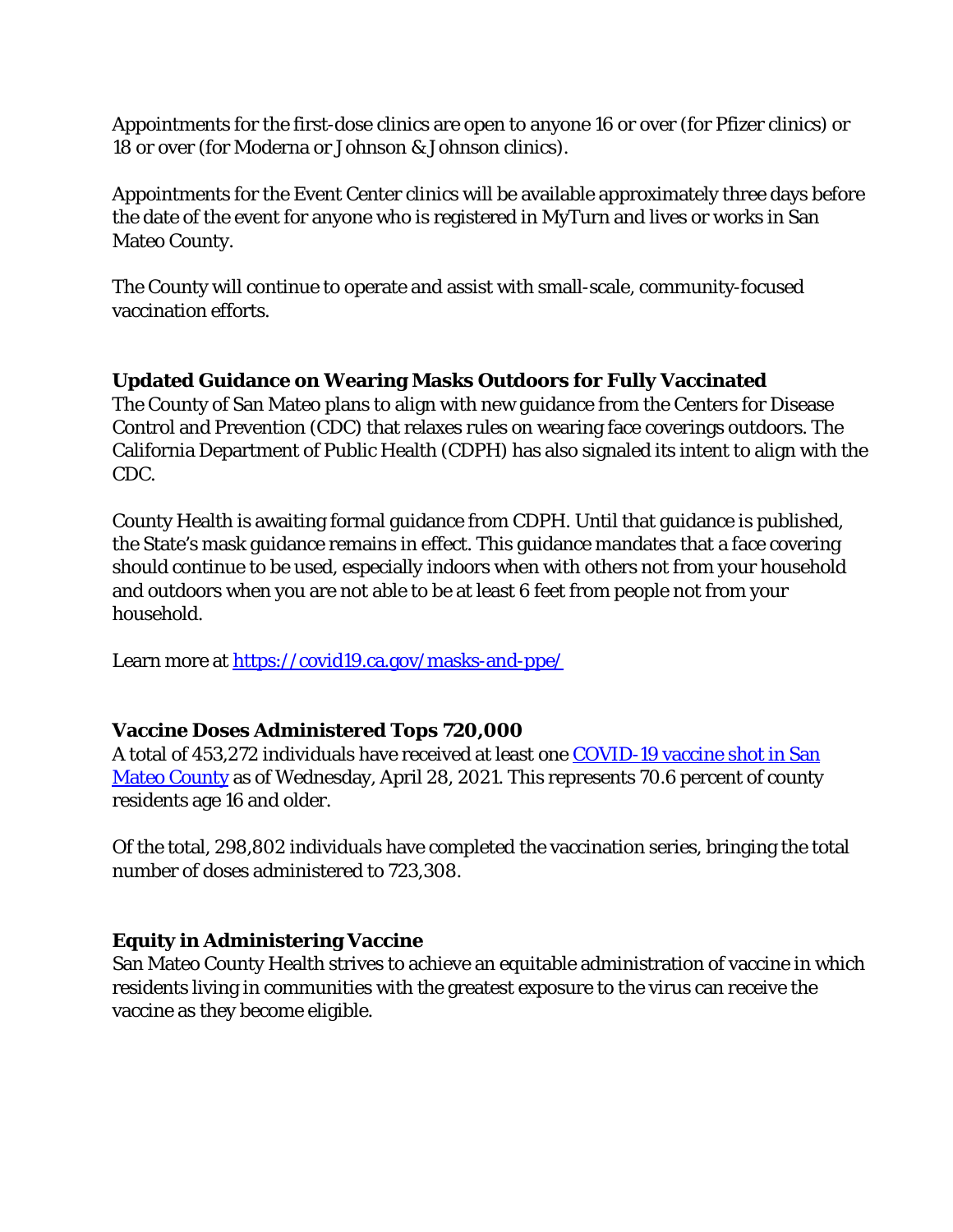Appointments for the first-dose clinics are open to anyone 16 or over (for Pfizer clinics) or 18 or over (for Moderna or Johnson & Johnson clinics).

Appointments for the Event Center clinics will be available approximately three days before the date of the event for anyone who is registered in MyTurn and lives or works in San Mateo County.

The County will continue to operate and assist with small-scale, community-focused vaccination efforts.

**Updated Guidance on Wearing Masks Outdoors for Fully Vaccinated**

The County of San Mateo plans to align with new guidance from the Centers for Disease Control and Prevention (CDC) that relaxes rules on wearing face coverings outdoors. The California Department of Public Health (CDPH) has also signaled its intent to align with the CDC.

County Health is awaiting formal guidance from CDPH. Until that guidance is published, the State's mask guidance remains in effect. This guidance mandates that a face covering should continue to be used, especially indoors when with others not from your household and outdoors when you are not able to be at least 6 feet from people not from your household.

Learn more at [https://covid19.ca.gov/masks-and-ppe/](https://covid19.ca.gov/masks-and-ppe/)

**Vaccine Doses Administered Tops 720,000**

A total of 453,272 individuals have received at least one COVID-19 vaccine shot in San Mateo County as of Wednesday, April 28, 2021. This represents 70.6 percent of county residents age 16 and older.

Of the total, 298,802 individuals have completed the vaccination series, bringing the total number of doses administered to 723,308.

**Equity in Administering Vaccine**

San Mateo County Health strives to achieve an equitable administration of vaccine in which residents living in communities with the greatest exposure to the virus can receive the vaccine as they become eligible.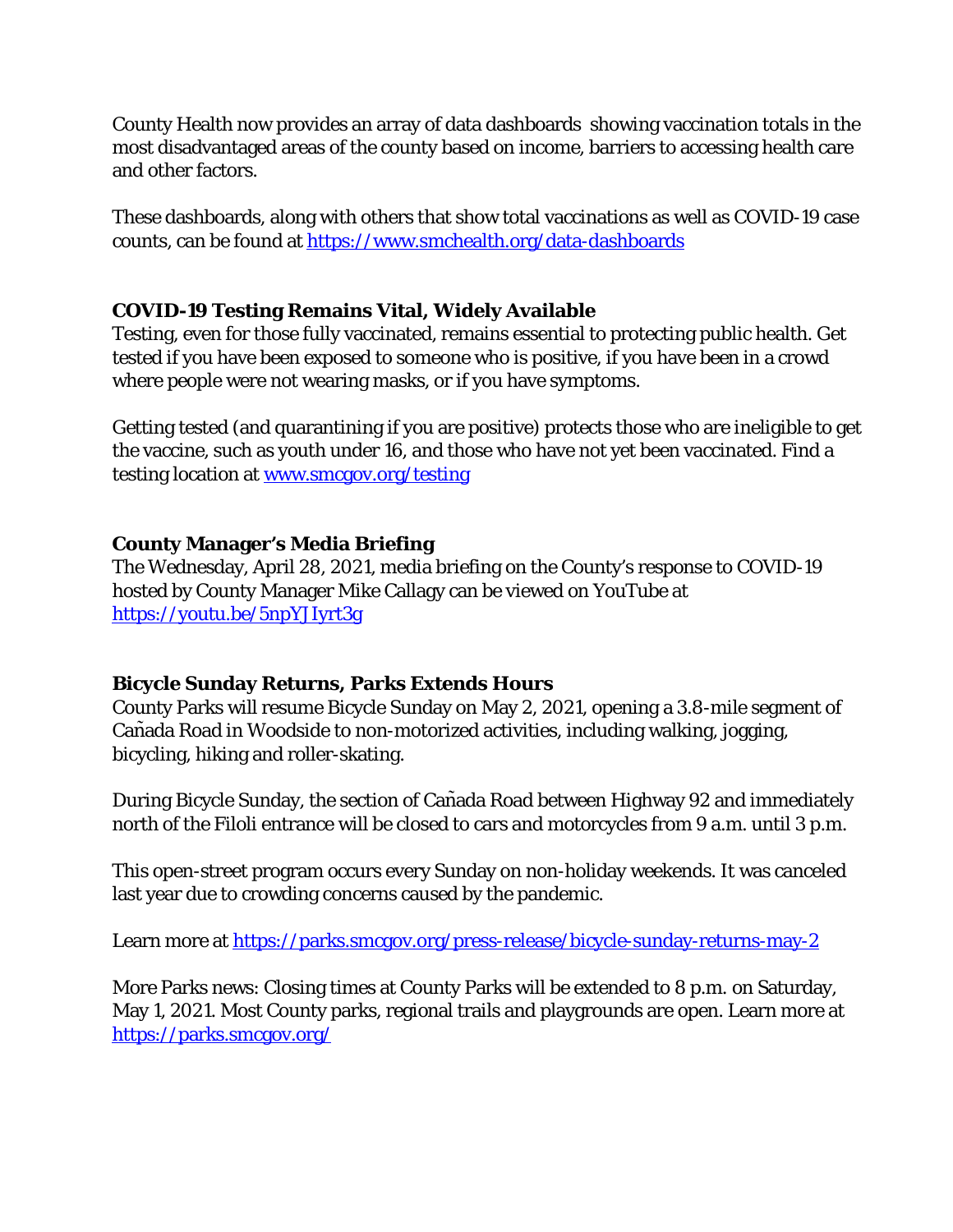County Health now provides an array of data dashboards showing vaccination totals in the most disadvantaged areas of the county based on income, barriers to accessing health care and other factors.

These dashboards, along with others that show total vaccinations as well as COVID-19 case counts, can be found at https://www.smchealth.org/data-dashboards

**COVID-19 Testing Remains Vital, Widely Available**

Testing, even for those fully vaccinated, remains essential to protecting public health. Get tested if you have been exposed to someone who is positive, if you have been in a crowd where people were not wearing masks, or if you have symptoms.

Getting tested (and quarantining if you are positive) protects those who are ineligible to get the vaccine, such as youth under 16, and those who have not yet been vaccinated. Find a testing location at www.smcgov.org/testing

**County Manager's Media Briefing**

The Wednesday, April 28, 2021, media briefing on the County's response to COVID-19 hosted by County Manager Mike Callagy can be viewed on YouTube at https://youtu.be/5npYJIyrt3g

**Bicycle Sunday Returns, Parks Extends Hours**

County Parks will resume Bicycle Sunday on May 2, 2021, opening a 3.8-mile segment of Cañada Road in Woodside to non-motorized activities, including walking, jogging, bicycling, hiking and roller-skating.

During Bicycle Sunday, the section of Cañada Road between Highway 92 and immediately north of the Filoli entrance will be closed to cars and motorcycles from 9 a.m. until 3 p.m.

This open-street program occurs every Sunday on non-holiday weekends. It was canceled last year due to crowding concerns caused by the pandemic.

Learn more at https://parks.smcgov.org/press-release/bicycle-sunday-returns-may-2

More Parks news: Closing times at County Parks will be extended to 8 p.m. on Saturday, May 1, 2021. Most County parks, regional trails and playgrounds are open. Learn more at https://parks.smcgov.org/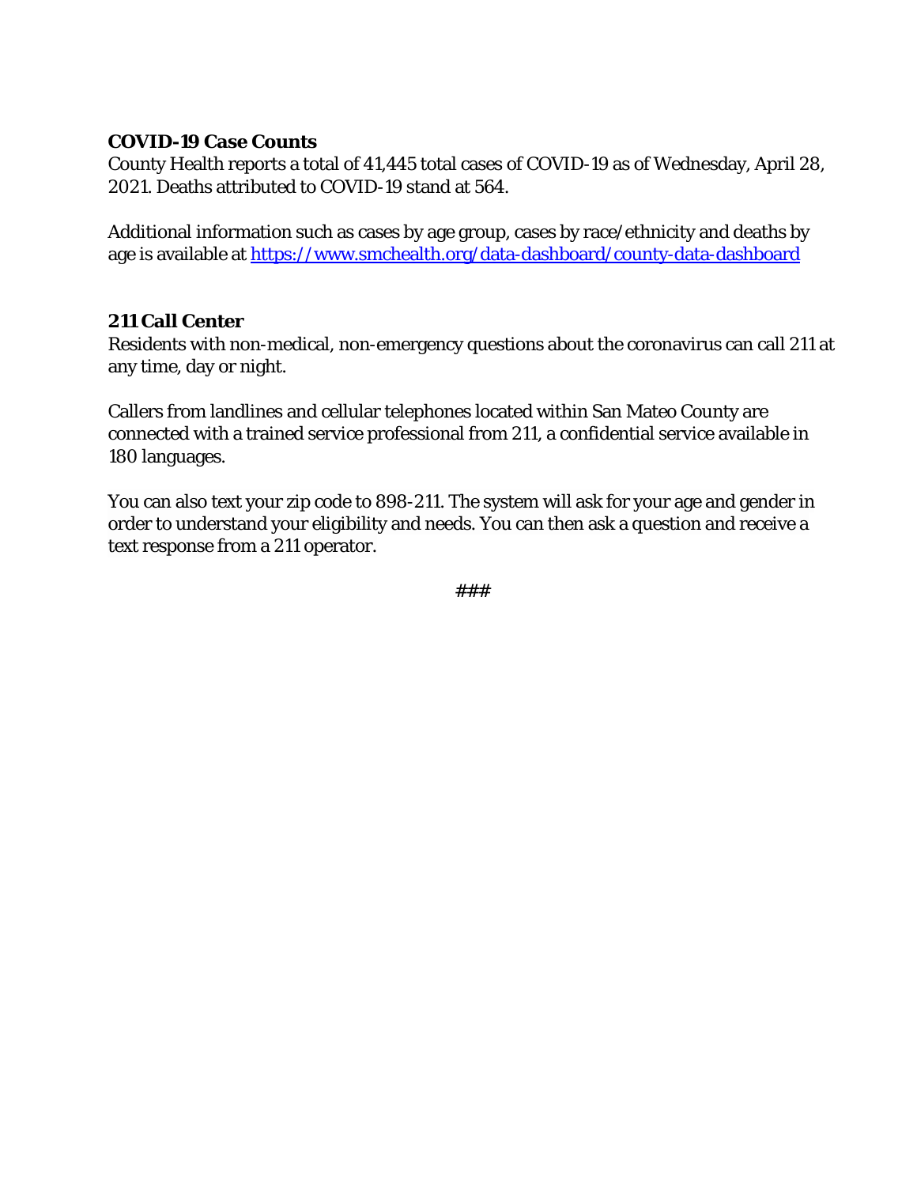**COVID-19 Case Counts**

County Health reports a total of 41,445 total cases of COVID-19 as of Wednesday, April 28, 2021. Deaths attributed to COVID-19 stand at 564.

Additional information such as cases by age group, cases by race/ethnicity and deaths by age is available at [https://www.smchealth.org/data-dashboard/county-data-dashboard](https://www.smchealth.org/data-dashboard/county-data-dashboard)

**211 Call Center**

Residents with non-medical, non-emergency questions about the coronavirus can call 211 at any time, day or night.

Callers from landlines and cellular telephones located within San Mateo County are connected with a trained service professional from 211, a confidential service available in 180 languages.

You can also text your zip code to 898-211. The system will ask for your age and gender in order to understand your eligibility and needs. You can then ask a question and receive a text response from a 211 operator.

###